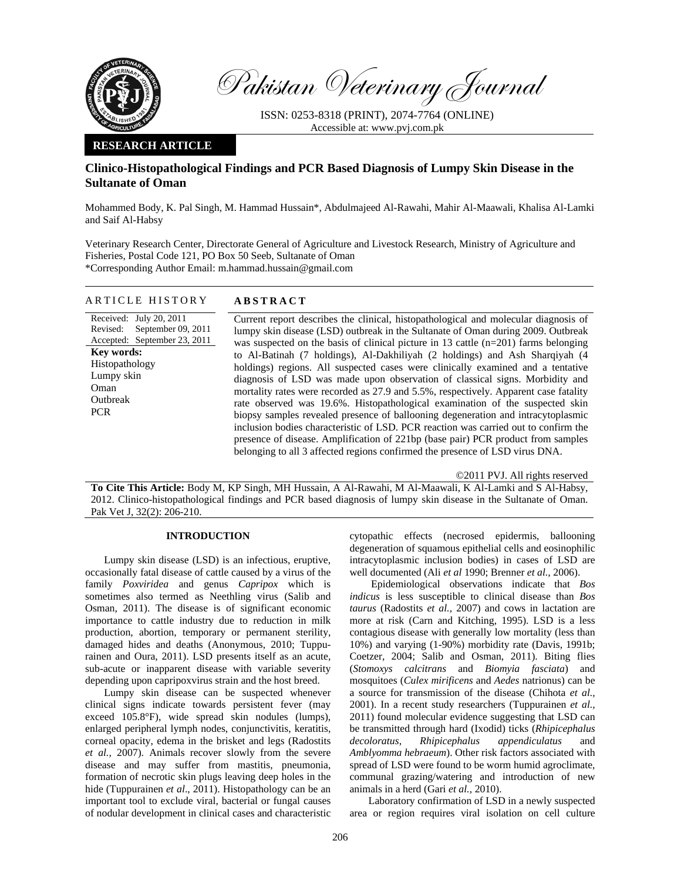Pakistan Veterinary Journal

ISSN: 0253-8318 (PRINT), 2074-7764 (ONLINE)
Accessible at: www.pvj.com.pk

**RESEARCH ARTICLE**

# Clinico-Histopathological Findings and PCR Based Diagnosis of Lumpy Skin Disease in the Sultanate of Oman

Mohammed Body, K. Pal Singh, M. Hammad Hussain*, Abdulmajeed Al-Rawahi, Mahir Al-Maawali, Khalisa Al-Lamki and Saif Al-Habsy

Veterinary Research Center, Directorate General of Agriculture and Livestock Research, Ministry of Agriculture and Fisheries, Postal Code 121, PO Box 50 Seeb, Sultanate of Oman
*Corresponding Author Email: m.hammad.hussain@gmail.com

**ARTICLE HISTORY**

Received: July 20, 2011
Revised: September 09, 2011
Accepted: September 23, 2011

**Key words:**
Histopathology
Lumpy skin
Oman
Outbreak
PCR

**ABSTRACT**

Current report describes the clinical, histopathological and molecular diagnosis of lumpy skin disease (LSD) outbreak in the Sultanate of Oman during 2009. Outbreak was suspected on the basis of clinical picture in 13 cattle (n=201) farms belonging to Al-Batinah (7 holdings), Al-Dakhiliyah (2 holdings) and Ash Sharqiyah (4 holdings) regions. All suspected cases were clinically examined and a tentative diagnosis of LSD was made upon observation of classical signs. Morbidity and mortality rates were recorded as 27.9 and 5.5%, respectively. Apparent case fatality rate observed was 19.6%. Histopathological examination of the suspected skin biopsy samples revealed presence of ballooning degeneration and intracytoplasmic inclusion bodies characteristic of LSD. PCR reaction was carried out to confirm the presence of disease. Amplification of 221bp (base pair) PCR product from samples belonging to all 3 affected regions confirmed the presence of LSD virus DNA.

©2011 PVJ. All rights reserved

**To Cite This Article:** Body M, KP Singh, MH Hussain, A Al-Rawahi, M Al-Maawali, K Al-Lamki and S Al-Habsy, 2012. Clinico-histopathological findings and PCR based diagnosis of lumpy skin disease in the Sultanate of Oman. Pak Vet J, 32(2): 206-210.

## INTRODUCTION

Lumpy skin disease (LSD) is an infectious, eruptive, occasionally fatal disease of cattle caused by a virus of the family *Poxviridea* and genus *Capripox* which is sometimes also termed as Neethling virus (Salib and Osman, 2011). The disease is of significant economic importance to cattle industry due to reduction in milk production, abortion, temporary or permanent sterility, damaged hides and deaths (Anonymous, 2010; Tuppurainen and Oura, 2011). LSD presents itself as an acute, sub-acute or inapparent disease with variable severity depending upon capripoxvirus strain and the host breed.

Lumpy skin disease can be suspected whenever clinical signs indicate towards persistent fever (may exceed 105.8°F), wide spread skin nodules (lumps), enlarged peripheral lymph nodes, conjunctivitis, keratitis, corneal opacity, edema in the brisket and legs (Radostits *et al.,* 2007). Animals recover slowly from the severe disease and may suffer from mastitis, pneumonia, formation of necrotic skin plugs leaving deep holes in the hide (Tuppurainen *et al*., 2011). Histopathology can be an important tool to exclude viral, bacterial or fungal causes of nodular development in clinical cases and characteristic cytopathic effects (necrosed epidermis, ballooning degeneration of squamous epithelial cells and eosinophilic intracytoplasmic inclusion bodies) in cases of LSD are well documented (Ali *et al* 1990; Brenner *et al.,* 2006).

Epidemiological observations indicate that *Bos indicus* is less susceptible to clinical disease than *Bos taurus* (Radostits *et al.,* 2007) and cows in lactation are more at risk (Carn and Kitching, 1995). LSD is a less contagious disease with generally low mortality (less than 10%) and varying (1-90%) morbidity rate (Davis, 1991b; Coetzer, 2004; Salib and Osman, 2011). Biting flies (*Stomoxys calcitrans* and *Biomyia fasciata*) and mosquitoes (*Culex mirificens* and *Aedes* natrionus) can be a source for transmission of the disease (Chihota *et al.,* 2001). In a recent study researchers (Tuppurainen *et al.,* 2011) found molecular evidence suggesting that LSD can be transmitted through hard (Ixodid) ticks (*Rhipicephalus decoloratus*, *Rhipicephalus appendiculatus* and *Amblyomma hebraeum*). Other risk factors associated with spread of LSD were found to be worm humid agroclimate, communal grazing/watering and introduction of new animals in a herd (Gari *et al.,* 2010).

Laboratory confirmation of LSD in a newly suspected area or region requires viral isolation on cell culture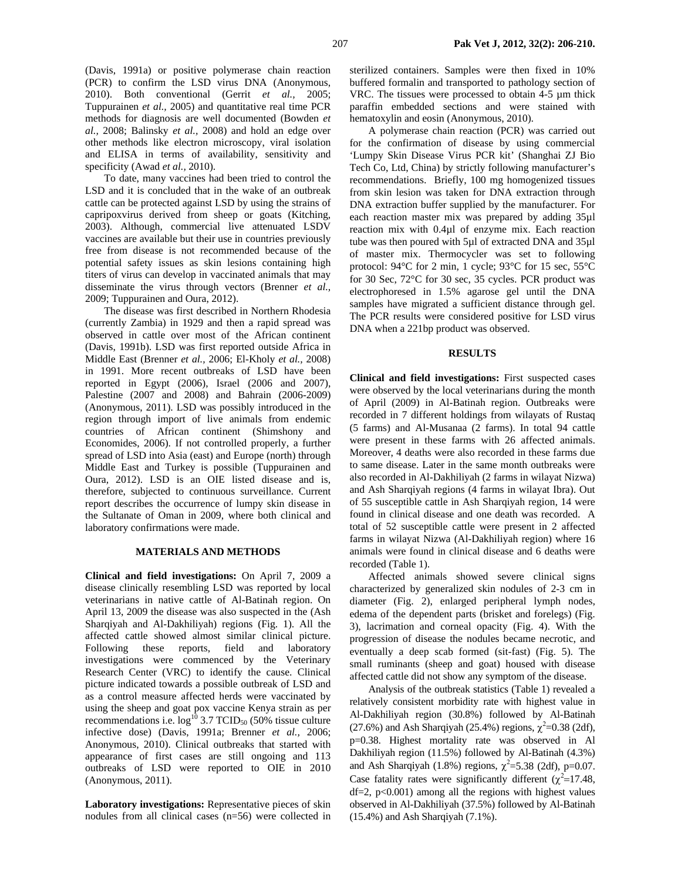(Davis, 1991a) or positive polymerase chain reaction (PCR) to confirm the LSD virus DNA (Anonymous, 2010). Both conventional (Gerrit *et al.,* 2005; Tuppurainen *et al.,* 2005) and quantitative real time PCR methods for diagnosis are well documented (Bowden *et al.,* 2008; Balinsky *et al.,* 2008) and hold an edge over other methods like electron microscopy, viral isolation and ELISA in terms of availability, sensitivity and specificity (Awad *et al.,* 2010).

To date, many vaccines had been tried to control the LSD and it is concluded that in the wake of an outbreak cattle can be protected against LSD by using the strains of capripoxvirus derived from sheep or goats (Kitching, 2003). Although, commercial live attenuated LSDV vaccines are available but their use in countries previously free from disease is not recommended because of the potential safety issues as skin lesions containing high titers of virus can develop in vaccinated animals that may disseminate the virus through vectors (Brenner *et al.,* 2009; Tuppurainen and Oura, 2012).

The disease was first described in Northern Rhodesia (currently Zambia) in 1929 and then a rapid spread was observed in cattle over most of the African continent (Davis, 1991b). LSD was first reported outside Africa in Middle East (Brenner *et al.,* 2006; El-Kholy *et al.,* 2008) in 1991. More recent outbreaks of LSD have been reported in Egypt (2006), Israel (2006 and 2007), Palestine (2007 and 2008) and Bahrain (2006-2009) (Anonymous, 2011). LSD was possibly introduced in the region through import of live animals from endemic countries of African continent (Shimshony and Economides, 2006). If not controlled properly, a further spread of LSD into Asia (east) and Europe (north) through Middle East and Turkey is possible (Tuppurainen and Oura, 2012). LSD is an OIE listed disease and is, therefore, subjected to continuous surveillance. Current report describes the occurrence of lumpy skin disease in the Sultanate of Oman in 2009, where both clinical and laboratory confirmations were made.

## MATERIALS AND METHODS

**Clinical and field investigations:** On April 7, 2009 a disease clinically resembling LSD was reported by local veterinarians in native cattle of Al-Batinah region. On April 13, 2009 the disease was also suspected in the (Ash Sharqiyah and Al-Dakhiliyah) regions (Fig. 1). All the affected cattle showed almost similar clinical picture. Following these reports, field and laboratory investigations were commenced by the Veterinary Research Center (VRC) to identify the cause. Clinical picture indicated towards a possible outbreak of LSD and as a control measure affected herds were vaccinated by using the sheep and goat pox vaccine Kenya strain as per recommendations i.e. $\log^{10}$ 3.7 $TCID_{50}$ (50% tissue culture infective dose) (Davis, 1991a; Brenner *et al.,* 2006; Anonymous, 2010). Clinical outbreaks that started with appearance of first cases are still ongoing and 113 outbreaks of LSD were reported to OIE in 2010 (Anonymous, 2011).

**Laboratory investigations:** Representative pieces of skin nodules from all clinical cases (n=56) were collected in sterilized containers. Samples were then fixed in 10% buffered formalin and transported to pathology section of VRC. The tissues were processed to obtain 4-5 µm thick paraffin embedded sections and were stained with hematoxylin and eosin (Anonymous, 2010).

A polymerase chain reaction (PCR) was carried out for the confirmation of disease by using commercial 'Lumpy Skin Disease Virus PCR kit' (Shanghai ZJ Bio Tech Co, Ltd, China) by strictly following manufacturer's recommendations. Briefly, 100 mg homogenized tissues from skin lesion was taken for DNA extraction through DNA extraction buffer supplied by the manufacturer. For each reaction master mix was prepared by adding 35µl reaction mix with 0.4µl of enzyme mix. Each reaction tube was then poured with 5µl of extracted DNA and 35µl of master mix. Thermocycler was set to following protocol: 94°C for 2 min, 1 cycle; 93°C for 15 sec, 55°C for 30 Sec, 72°C for 30 sec, 35 cycles. PCR product was electrophoresed in 1.5% agarose gel until the DNA samples have migrated a sufficient distance through gel. The PCR results were considered positive for LSD virus DNA when a 221bp product was observed.

## RESULTS

**Clinical and field investigations:** First suspected cases were observed by the local veterinarians during the month of April (2009) in Al-Batinah region. Outbreaks were recorded in 7 different holdings from wilayats of Rustaq (5 farms) and Al-Musanaa (2 farms). In total 94 cattle were present in these farms with 26 affected animals. Moreover, 4 deaths were also recorded in these farms due to same disease. Later in the same month outbreaks were also recorded in Al-Dakhiliyah (2 farms in wilayat Nizwa) and Ash Sharqiyah regions (4 farms in wilayat Ibra). Out of 55 susceptible cattle in Ash Sharqiyah region, 14 were found in clinical disease and one death was recorded. A total of 52 susceptible cattle were present in 2 affected farms in wilayat Nizwa (Al-Dakhiliyah region) where 16 animals were found in clinical disease and 6 deaths were recorded (Table 1).

Affected animals showed severe clinical signs characterized by generalized skin nodules of 2-3 cm in diameter (Fig. 2), enlarged peripheral lymph nodes, edema of the dependent parts (brisket and forelegs) (Fig. 3), lacrimation and corneal opacity (Fig. 4). With the progression of disease the nodules became necrotic, and eventually a deep scab formed (sit-fast) (Fig. 5). The small ruminants (sheep and goat) housed with disease affected cattle did not show any symptom of the disease.

Analysis of the outbreak statistics (Table 1) revealed a relatively consistent morbidity rate with highest value in Al-Dakhiliyah region (30.8%) followed by Al-Batinah (27.6%) and Ash Sharqiyah (25.4%) regions, $\chi^2$=0.38 (2df), p=0.38. Highest mortality rate was observed in Al Dakhiliyah region (11.5%) followed by Al-Batinah (4.3%) and Ash Sharqiyah (1.8%) regions, $\chi^2$=5.38 (2df), p=0.07. Case fatality rates were significantly different ($\chi^2$=17.48, df=2, p<0.001) among all the regions with highest values observed in Al-Dakhiliyah (37.5%) followed by Al-Batinah (15.4%) and Ash Sharqiyah (7.1%).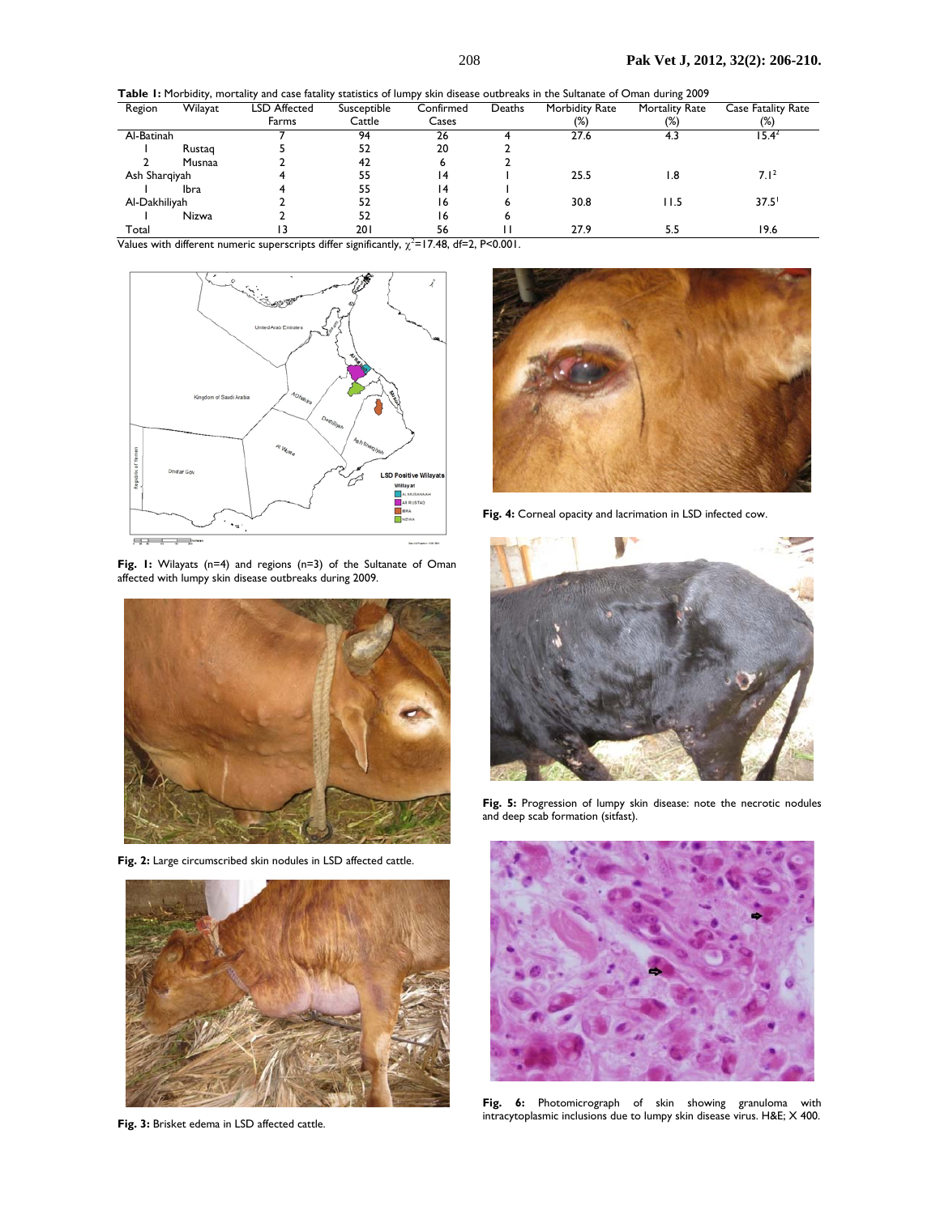**Table 1:** Morbidity, mortality and case fatality statistics of lumpy skin disease outbreaks in the Sultanate of Oman during 2009

| Region | Wilayat | LSD Affected Farms | Susceptible Cattle | Confirmed Cases | Deaths | Morbidity Rate (%) | Mortality Rate (%) | Case Fatality Rate (%) |
|---|---|---|---|---|---|---|---|---|
| Al-Batinah | | 7 | 94 | 26 | 4 | 27.6 | 4.3 | 15.4[2] |
| 1 | Rustaq | 5 | 52 | 20 | 2 | | | |
| 2 | Musnaa | 2 | 42 | 6 | 2 | | | |
| Ash Sharqiyah | | 4 | 55 | 14 | 1 | 25.5 | 1.8 | 7.1[2] |
| 1 | Ibra | 4 | 55 | 14 | 1 | | | |
| Al-Dakhiliyah | | 2 | 52 | 16 | 6 | 30.8 | 11.5 | 37.5[1] |
| 1 | Nizwa | 2 | 52 | 16 | 6 | | | |
| Total | | 13 | 201 | 56 | 11 | 27.9 | 5.5 | 19.6 |

Values with different numeric superscripts differ significantly, $\chi^2$=17.48, df=2, P<0.001.

**Fig. 1:** Wilayats (n=4) and regions (n=3) of the Sultanate of Oman affected with lumpy skin disease outbreaks during 2009.

**Fig. 2:** Large circumscribed skin nodules in LSD affected cattle.

**Fig. 3:** Brisket edema in LSD affected cattle.

**Fig. 4:** Corneal opacity and lacrimation in LSD infected cow.

**Fig. 5:** Progression of lumpy skin disease: note the necrotic nodules and deep scab formation (sitfast).

**Fig. 6:** Photomicrograph of skin showing granuloma with intracytoplasmic inclusions due to lumpy skin disease virus. H&E; X 400.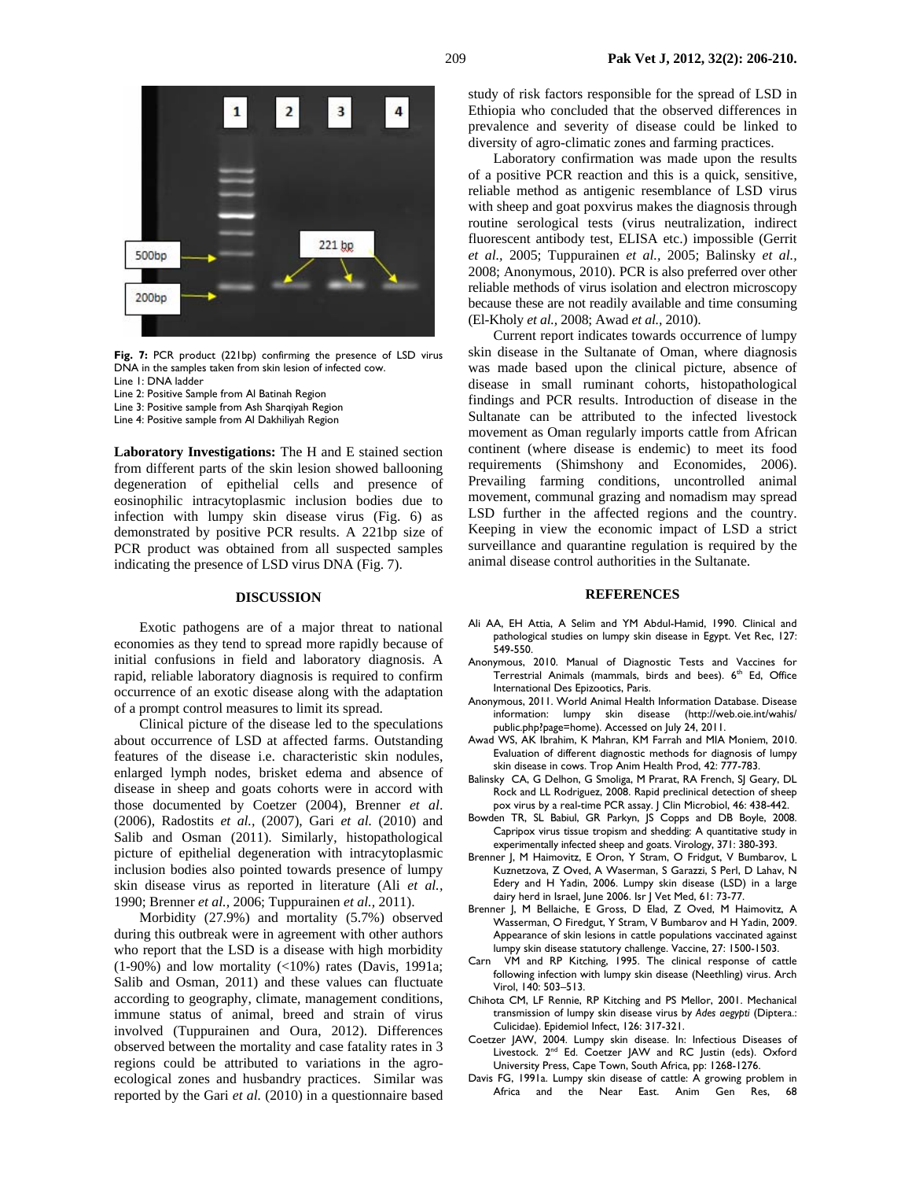Fig. 7: PCR product (221bp) confirming the presence of LSD virus DNA in the samples taken from skin lesion of infected cow.
Line 1: DNA ladder
Line 2: Positive Sample from Al Batinah Region
Line 3: Positive sample from Ash Sharqiyah Region
Line 4: Positive sample from Al Dakhiliyah Region

**Laboratory Investigations:** The H and E stained section from different parts of the skin lesion showed ballooning degeneration of epithelial cells and presence of eosinophilic intracytoplasmic inclusion bodies due to infection with lumpy skin disease virus (Fig. 6) as demonstrated by positive PCR results. A 221bp size of PCR product was obtained from all suspected samples indicating the presence of LSD virus DNA (Fig. 7).

## DISCUSSION

Exotic pathogens are of a major threat to national economies as they tend to spread more rapidly because of initial confusions in field and laboratory diagnosis. A rapid, reliable laboratory diagnosis is required to confirm occurrence of an exotic disease along with the adaptation of a prompt control measures to limit its spread.

Clinical picture of the disease led to the speculations about occurrence of LSD at affected farms. Outstanding features of the disease i.e. characteristic skin nodules, enlarged lymph nodes, brisket edema and absence of disease in sheep and goats cohorts were in accord with those documented by Coetzer (2004), Brenner *et al*. (2006), Radostits *et al.,* (2007), Gari *et al.* (2010) and Salib and Osman (2011). Similarly, histopathological picture of epithelial degeneration with intracytoplasmic inclusion bodies also pointed towards presence of lumpy skin disease virus as reported in literature (Ali *et al.,* 1990; Brenner *et al.,* 2006; Tuppurainen *et al.,* 2011).

Morbidity (27.9%) and mortality (5.7%) observed during this outbreak were in agreement with other authors who report that the LSD is a disease with high morbidity (1-90%) and low mortality (<10%) rates (Davis, 1991a; Salib and Osman, 2011) and these values can fluctuate according to geography, climate, management conditions, immune status of animal, breed and strain of virus involved (Tuppurainen and Oura, 2012). Differences observed between the mortality and case fatality rates in 3 regions could be attributed to variations in the agro-ecological zones and husbandry practices. Similar was reported by the Gari *et al.* (2010) in a questionnaire based study of risk factors responsible for the spread of LSD in Ethiopia who concluded that the observed differences in prevalence and severity of disease could be linked to diversity of agro-climatic zones and farming practices.

Laboratory confirmation was made upon the results of a positive PCR reaction and this is a quick, sensitive, reliable method as antigenic resemblance of LSD virus with sheep and goat poxvirus makes the diagnosis through routine serological tests (virus neutralization, indirect fluorescent antibody test, ELISA etc.) impossible (Gerrit *et al.,* 2005; Tuppurainen *et al.,* 2005; Balinsky *et al.,* 2008; Anonymous, 2010). PCR is also preferred over other reliable methods of virus isolation and electron microscopy because these are not readily available and time consuming (El-Kholy *et al.,* 2008; Awad *et al.,* 2010).

Current report indicates towards occurrence of lumpy skin disease in the Sultanate of Oman, where diagnosis was made based upon the clinical picture, absence of disease in small ruminant cohorts, histopathological findings and PCR results. Introduction of disease in the Sultanate can be attributed to the infected livestock movement as Oman regularly imports cattle from African continent (where disease is endemic) to meet its food requirements (Shimshony and Economides, 2006). Prevailing farming conditions, uncontrolled animal movement, communal grazing and nomadism may spread LSD further in the affected regions and the country. Keeping in view the economic impact of LSD a strict surveillance and quarantine regulation is required by the animal disease control authorities in the Sultanate.

## REFERENCES

Ali AA, EH Attia, A Selim and YM Abdul-Hamid, 1990. Clinical and pathological studies on lumpy skin disease in Egypt. Vet Rec, 127: 549-550.

Anonymous, 2010. Manual of Diagnostic Tests and Vaccines for Terrestrial Animals (mammals, birds and bees). 6th Ed, Office International Des Epizootics, Paris.

Anonymous, 2011. World Animal Health Information Database. Disease information: lumpy skin disease (http://web.oie.int/wahis/public.php?page=home). Accessed on July 24, 2011.

Awad WS, AK Ibrahim, K Mahran, KM Farrah and MIA Moniem, 2010. Evaluation of different diagnostic methods for diagnosis of lumpy skin disease in cows. Trop Anim Health Prod, 42: 777-783.

Balinsky CA, G Delhon, G Smoliga, M Prarat, RA French, SJ Geary, DL Rock and LL Rodriguez, 2008. Rapid preclinical detection of sheep pox virus by a real-time PCR assay. J Clin Microbiol, 46: 438-442.

Bowden TR, SL Babiul, GR Parkyn, JS Copps and DB Boyle, 2008. Capripox virus tissue tropism and shedding: A quantitative study in experimentally infected sheep and goats. Virology, 371: 380-393.

Brenner J, M Haimovitz, E Oron, Y Stram, O Fridgut, V Bumbarov, L Kuznetzova, Z Oved, A Waserman, S Garazzi, S Perl, D Lahav, N Edery and H Yadin, 2006. Lumpy skin disease (LSD) in a large dairy herd in Israel, June 2006. Isr J Vet Med, 61: 73-77.

Brenner J, M Bellaiche, E Gross, D Elad, Z Oved, M Haimovitz, A Wasserman, O Firedgut, Y Stram, V Bumbarov and H Yadin, 2009. Appearance of skin lesions in cattle populations vaccinated against lumpy skin disease statutory challenge. Vaccine, 27: 1500-1503.

Carn VM and RP Kitching, 1995. The clinical response of cattle following infection with lumpy skin disease (Neethling) virus. Arch Virol, 140: 503–513.

Chihota CM, LF Rennie, RP Kitching and PS Mellor, 2001. Mechanical transmission of lumpy skin disease virus by *Ades aegypti* (Diptera.: Culicidae). Epidemiol Infect, 126: 317-321.

Coetzer JAW, 2004. Lumpy skin disease. In: Infectious Diseases of Livestock. 2nd Ed. Coetzer JAW and RC Justin (eds). Oxford University Press, Cape Town, South Africa, pp: 1268-1276.

Davis FG, 1991a. Lumpy skin disease of cattle: A growing problem in Africa and the Near East. Anim Gen Res, 68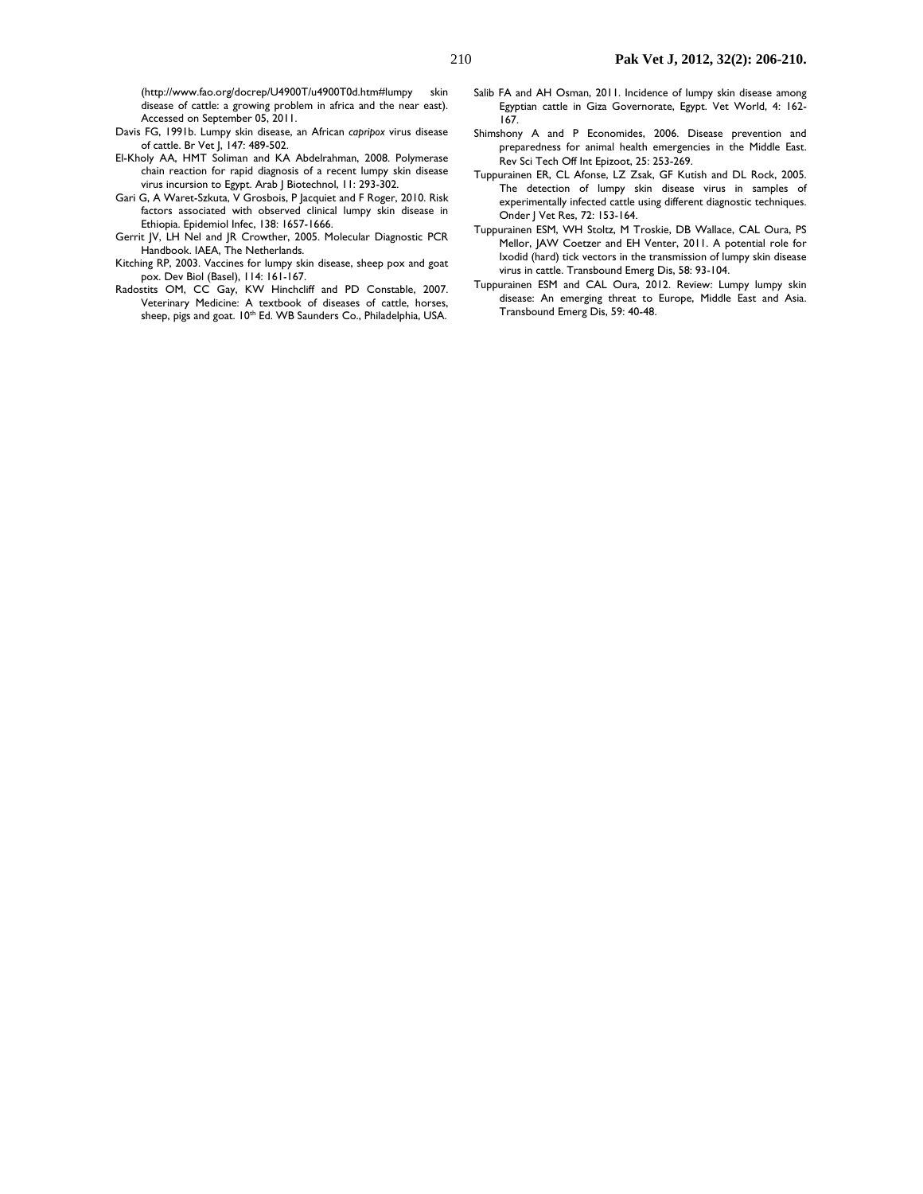(http://www.fao.org/docrep/U4900T/u4900T0d.htm#lumpy skin disease of cattle: a growing problem in africa and the near east). Accessed on September 05, 2011.

Davis FG, 1991b. Lumpy skin disease, an African *capripox* virus disease of cattle. Br Vet J, 147: 489-502.

El-Kholy AA, HMT Soliman and KA Abdelrahman, 2008. Polymerase chain reaction for rapid diagnosis of a recent lumpy skin disease virus incursion to Egypt. Arab J Biotechnol, 11: 293-302.

Gari G, A Waret-Szkuta, V Grosbois, P Jacquiet and F Roger, 2010. Risk factors associated with observed clinical lumpy skin disease in Ethiopia. Epidemiol Infec, 138: 1657-1666.

Gerrit JV, LH Nel and JR Crowther, 2005. Molecular Diagnostic PCR Handbook. IAEA, The Netherlands.

Kitching RP, 2003. Vaccines for lumpy skin disease, sheep pox and goat pox. Dev Biol (Basel), 114: 161-167.

Radostits OM, CC Gay, KW Hinchcliff and PD Constable, 2007. Veterinary Medicine: A textbook of diseases of cattle, horses, sheep, pigs and goat. 10th Ed. WB Saunders Co., Philadelphia, USA.

Salib FA and AH Osman, 2011. Incidence of lumpy skin disease among Egyptian cattle in Giza Governorate, Egypt. Vet World, 4: 162-167.

Shimshony A and P Economides, 2006. Disease prevention and preparedness for animal health emergencies in the Middle East. Rev Sci Tech Off Int Epizoot, 25: 253-269.

Tuppurainen ER, CL Afonse, LZ Zsak, GF Kutish and DL Rock, 2005. The detection of lumpy skin disease virus in samples of experimentally infected cattle using different diagnostic techniques. Onder J Vet Res, 72: 153-164.

Tuppurainen ESM, WH Stoltz, M Troskie, DB Wallace, CAL Oura, PS Mellor, JAW Coetzer and EH Venter, 2011. A potential role for Ixodid (hard) tick vectors in the transmission of lumpy skin disease virus in cattle. Transbound Emerg Dis, 58: 93-104.

Tuppurainen ESM and CAL Oura, 2012. Review: Lumpy lumpy skin disease: An emerging threat to Europe, Middle East and Asia. Transbound Emerg Dis, 59: 40-48.